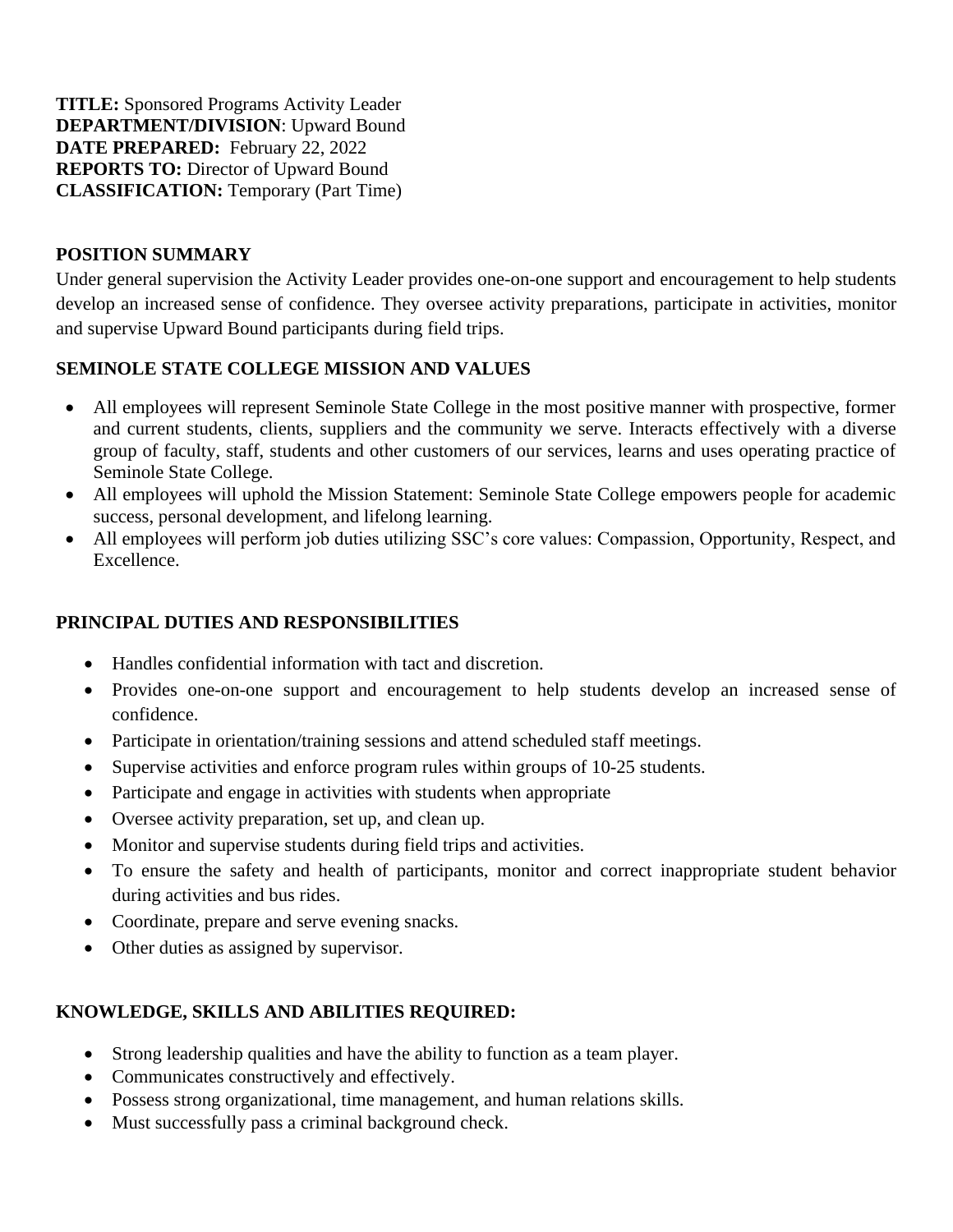**TITLE:** Sponsored Programs Activity Leader
**DEPARTMENT/DIVISION**: Upward Bound
**DATE PREPARED:** February 22, 2022
**REPORTS TO:** Director of Upward Bound
**CLASSIFICATION:** Temporary (Part Time)

## POSITION SUMMARY

Under general supervision the Activity Leader provides one-on-one support and encouragement to help students develop an increased sense of confidence. They oversee activity preparations, participate in activities, monitor and supervise Upward Bound participants during field trips.

## SEMINOLE STATE COLLEGE MISSION AND VALUES

- All employees will represent Seminole State College in the most positive manner with prospective, former and current students, clients, suppliers and the community we serve. Interacts effectively with a diverse group of faculty, staff, students and other customers of our services, learns and uses operating practice of Seminole State College.
- All employees will uphold the Mission Statement: Seminole State College empowers people for academic success, personal development, and lifelong learning.
- All employees will perform job duties utilizing SSC's core values: Compassion, Opportunity, Respect, and Excellence.

## PRINCIPAL DUTIES AND RESPONSIBILITIES

- Handles confidential information with tact and discretion.
- Provides one-on-one support and encouragement to help students develop an increased sense of confidence.
- Participate in orientation/training sessions and attend scheduled staff meetings.
- Supervise activities and enforce program rules within groups of 10-25 students.
- Participate and engage in activities with students when appropriate
- Oversee activity preparation, set up, and clean up.
- Monitor and supervise students during field trips and activities.
- To ensure the safety and health of participants, monitor and correct inappropriate student behavior during activities and bus rides.
- Coordinate, prepare and serve evening snacks.
- Other duties as assigned by supervisor.

## KNOWLEDGE, SKILLS AND ABILITIES REQUIRED:

- Strong leadership qualities and have the ability to function as a team player.
- Communicates constructively and effectively.
- Possess strong organizational, time management, and human relations skills.
- Must successfully pass a criminal background check.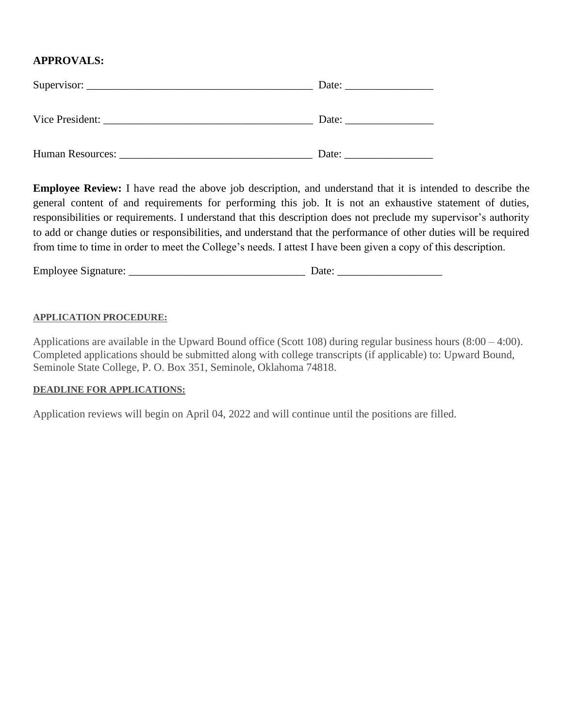**APPROVALS:**

Supervisor: \_\_\_\_\_\_\_\_\_\_\_\_\_\_\_\_\_\_\_\_\_\_\_\_\_\_\_\_\_\_\_\_\_\_\_\_\_\_\_\_\_\_ Date: \_\_\_\_\_\_\_\_\_\_\_\_\_\_\_\_

Vice President: \_\_\_\_\_\_\_\_\_\_\_\_\_\_\_\_\_\_\_\_\_\_\_\_\_\_\_\_\_\_\_\_\_\_\_\_\_\_\_ Date: \_\_\_\_\_\_\_\_\_\_\_\_\_\_\_\_

Human Resources: \_\_\_\_\_\_\_\_\_\_\_\_\_\_\_\_\_\_\_\_\_\_\_\_\_\_\_\_\_\_\_\_\_\_\_\_ Date: \_\_\_\_\_\_\_\_\_\_\_\_\_\_\_\_

**Employee Review:** I have read the above job description, and understand that it is intended to describe the general content of and requirements for performing this job. It is not an exhaustive statement of duties, responsibilities or requirements. I understand that this description does not preclude my supervisor's authority to add or change duties or responsibilities, and understand that the performance of other duties will be required from time to time in order to meet the College's needs. I attest I have been given a copy of this description.

Employee Signature: \_\_\_\_\_\_\_\_\_\_\_\_\_\_\_\_\_\_\_\_\_\_\_\_\_\_\_\_\_\_\_\_\_ Date: \_\_\_\_\_\_\_\_\_\_\_\_\_\_\_\_\_\_\_

**APPLICATION PROCEDURE:**

Applications are available in the Upward Bound office (Scott 108) during regular business hours (8:00 – 4:00). Completed applications should be submitted along with college transcripts (if applicable) to: Upward Bound, Seminole State College, P. O. Box 351, Seminole, Oklahoma 74818.

**DEADLINE FOR APPLICATIONS:**

Application reviews will begin on April 04, 2022 and will continue until the positions are filled.